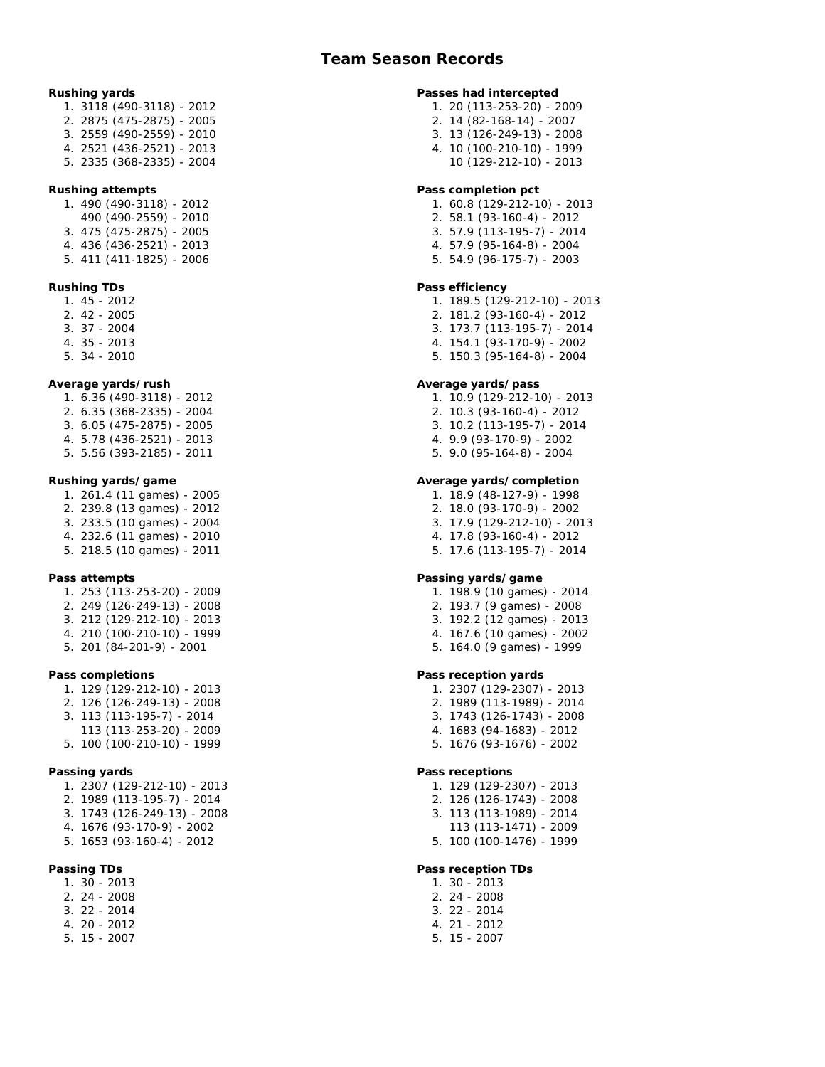# Team Season Records

**Rushing yards**

1. 3118 (490-3118) - 2012
2. 2875 (475-2875) - 2005
3. 2559 (490-2559) - 2010
4. 2521 (436-2521) - 2013
5. 2335 (368-2335) - 2004

**Rushing attempts**

1. 490 (490-3118) - 2012
   490 (490-2559) - 2010
3. 475 (475-2875) - 2005
4. 436 (436-2521) - 2013
5. 411 (411-1825) - 2006

**Rushing TDs**

1. 45 - 2012
2. 42 - 2005
3. 37 - 2004
4. 35 - 2013
5. 34 - 2010

**Average yards/rush**

1. 6.36 (490-3118) - 2012
2. 6.35 (368-2335) - 2004
3. 6.05 (475-2875) - 2005
4. 5.78 (436-2521) - 2013
5. 5.56 (393-2185) - 2011

**Rushing yards/game**

1. 261.4 (11 games) - 2005
2. 239.8 (13 games) - 2012
3. 233.5 (10 games) - 2004
4. 232.6 (11 games) - 2010
5. 218.5 (10 games) - 2011

**Pass attempts**

1. 253 (113-253-20) - 2009
2. 249 (126-249-13) - 2008
3. 212 (129-212-10) - 2013
4. 210 (100-210-10) - 1999
5. 201 (84-201-9) - 2001

**Pass completions**

1. 129 (129-212-10) - 2013
2. 126 (126-249-13) - 2008
3. 113 (113-195-7) - 2014
   113 (113-253-20) - 2009
5. 100 (100-210-10) - 1999

**Passing yards**

1. 2307 (129-212-10) - 2013
2. 1989 (113-195-7) - 2014
3. 1743 (126-249-13) - 2008
4. 1676 (93-170-9) - 2002
5. 1653 (93-160-4) - 2012

**Passing TDs**

1. 30 - 2013
2. 24 - 2008
3. 22 - 2014
4. 20 - 2012
5. 15 - 2007

**Passes had intercepted**

1. 20 (113-253-20) - 2009
2. 14 (82-168-14) - 2007
3. 13 (126-249-13) - 2008
4. 10 (100-210-10) - 1999
   10 (129-212-10) - 2013

**Pass completion pct**

1. 60.8 (129-212-10) - 2013
2. 58.1 (93-160-4) - 2012
3. 57.9 (113-195-7) - 2014
4. 57.9 (95-164-8) - 2004
5. 54.9 (96-175-7) - 2003

**Pass efficiency**

1. 189.5 (129-212-10) - 2013
2. 181.2 (93-160-4) - 2012
3. 173.7 (113-195-7) - 2014
4. 154.1 (93-170-9) - 2002
5. 150.3 (95-164-8) - 2004

**Average yards/pass**

1. 10.9 (129-212-10) - 2013
2. 10.3 (93-160-4) - 2012
3. 10.2 (113-195-7) - 2014
4. 9.9 (93-170-9) - 2002
5. 9.0 (95-164-8) - 2004

**Average yards/completion**

1. 18.9 (48-127-9) - 1998
2. 18.0 (93-170-9) - 2002
3. 17.9 (129-212-10) - 2013
4. 17.8 (93-160-4) - 2012
5. 17.6 (113-195-7) - 2014

**Passing yards/game**

1. 198.9 (10 games) - 2014
2. 193.7 (9 games) - 2008
3. 192.2 (12 games) - 2013
4. 167.6 (10 games) - 2002
5. 164.0 (9 games) - 1999

**Pass reception yards**

1. 2307 (129-2307) - 2013
2. 1989 (113-1989) - 2014
3. 1743 (126-1743) - 2008
4. 1683 (94-1683) - 2012
5. 1676 (93-1676) - 2002

**Pass receptions**

1. 129 (129-2307) - 2013
2. 126 (126-1743) - 2008
3. 113 (113-1989) - 2014
   113 (113-1471) - 2009
5. 100 (100-1476) - 1999

**Pass reception TDs**

1. 30 - 2013
2. 24 - 2008
3. 22 - 2014
4. 21 - 2012
5. 15 - 2007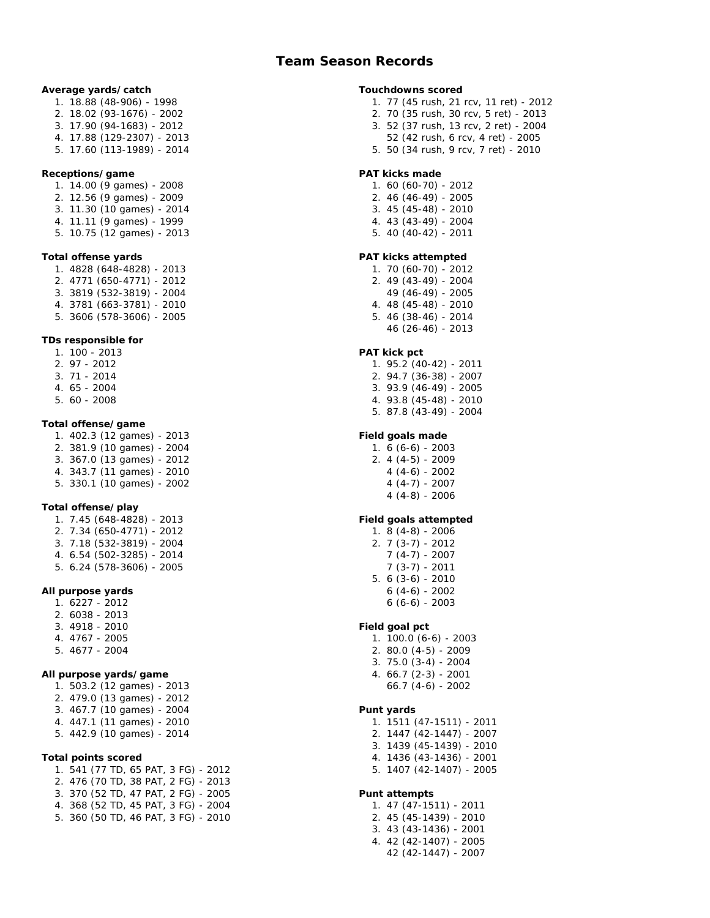# Team Season Records

**Average yards/catch**
1. 18.88 (48-906) - 1998
2. 18.02 (93-1676) - 2002
3. 17.90 (94-1683) - 2012
4. 17.88 (129-2307) - 2013
5. 17.60 (113-1989) - 2014

**Receptions/game**
1. 14.00 (9 games) - 2008
2. 12.56 (9 games) - 2009
3. 11.30 (10 games) - 2014
4. 11.11 (9 games) - 1999
5. 10.75 (12 games) - 2013

**Total offense yards**
1. 4828 (648-4828) - 2013
2. 4771 (650-4771) - 2012
3. 3819 (532-3819) - 2004
4. 3781 (663-3781) - 2010
5. 3606 (578-3606) - 2005

**TDs responsible for**
1. 100 - 2013
2. 97 - 2012
3. 71 - 2014
4. 65 - 2004
5. 60 - 2008

**Total offense/game**
1. 402.3 (12 games) - 2013
2. 381.9 (10 games) - 2004
3. 367.0 (13 games) - 2012
4. 343.7 (11 games) - 2010
5. 330.1 (10 games) - 2002

**Total offense/play**
1. 7.45 (648-4828) - 2013
2. 7.34 (650-4771) - 2012
3. 7.18 (532-3819) - 2004
4. 6.54 (502-3285) - 2014
5. 6.24 (578-3606) - 2005

**All purpose yards**
1. 6227 - 2012
2. 6038 - 2013
3. 4918 - 2010
4. 4767 - 2005
5. 4677 - 2004

**All purpose yards/game**
1. 503.2 (12 games) - 2013
2. 479.0 (13 games) - 2012
3. 467.7 (10 games) - 2004
4. 447.1 (11 games) - 2010
5. 442.9 (10 games) - 2014

**Total points scored**
1. 541 (77 TD, 65 PAT, 3 FG) - 2012
2. 476 (70 TD, 38 PAT, 2 FG) - 2013
3. 370 (52 TD, 47 PAT, 2 FG) - 2005
4. 368 (52 TD, 45 PAT, 3 FG) - 2004
5. 360 (50 TD, 46 PAT, 3 FG) - 2010

**Touchdowns scored**
1. 77 (45 rush, 21 rcv, 11 ret) - 2012
2. 70 (35 rush, 30 rcv, 5 ret) - 2013
3. 52 (37 rush, 13 rcv, 2 ret) - 2004
   52 (42 rush, 6 rcv, 4 ret) - 2005
5. 50 (34 rush, 9 rcv, 7 ret) - 2010

**PAT kicks made**
1. 60 (60-70) - 2012
2. 46 (46-49) - 2005
3. 45 (45-48) - 2010
4. 43 (43-49) - 2004
5. 40 (40-42) - 2011

**PAT kicks attempted**
1. 70 (60-70) - 2012
2. 49 (43-49) - 2004
   49 (46-49) - 2005
4. 48 (45-48) - 2010
5. 46 (38-46) - 2014
   46 (26-46) - 2013

**PAT kick pct**
1. 95.2 (40-42) - 2011
2. 94.7 (36-38) - 2007
3. 93.9 (46-49) - 2005
4. 93.8 (45-48) - 2010
5. 87.8 (43-49) - 2004

**Field goals made**
1. 6 (6-6) - 2003
2. 4 (4-5) - 2009
   4 (4-6) - 2002
   4 (4-7) - 2007
   4 (4-8) - 2006

**Field goals attempted**
1. 8 (4-8) - 2006
2. 7 (3-7) - 2012
   7 (4-7) - 2007
   7 (3-7) - 2011
5. 6 (3-6) - 2010
   6 (4-6) - 2002
   6 (6-6) - 2003

**Field goal pct**
1. 100.0 (6-6) - 2003
2. 80.0 (4-5) - 2009
3. 75.0 (3-4) - 2004
4. 66.7 (2-3) - 2001
   66.7 (4-6) - 2002

**Punt yards**
1. 1511 (47-1511) - 2011
2. 1447 (42-1447) - 2007
3. 1439 (45-1439) - 2010
4. 1436 (43-1436) - 2001
5. 1407 (42-1407) - 2005

**Punt attempts**
1. 47 (47-1511) - 2011
2. 45 (45-1439) - 2010
3. 43 (43-1436) - 2001
4. 42 (42-1407) - 2005
   42 (42-1447) - 2007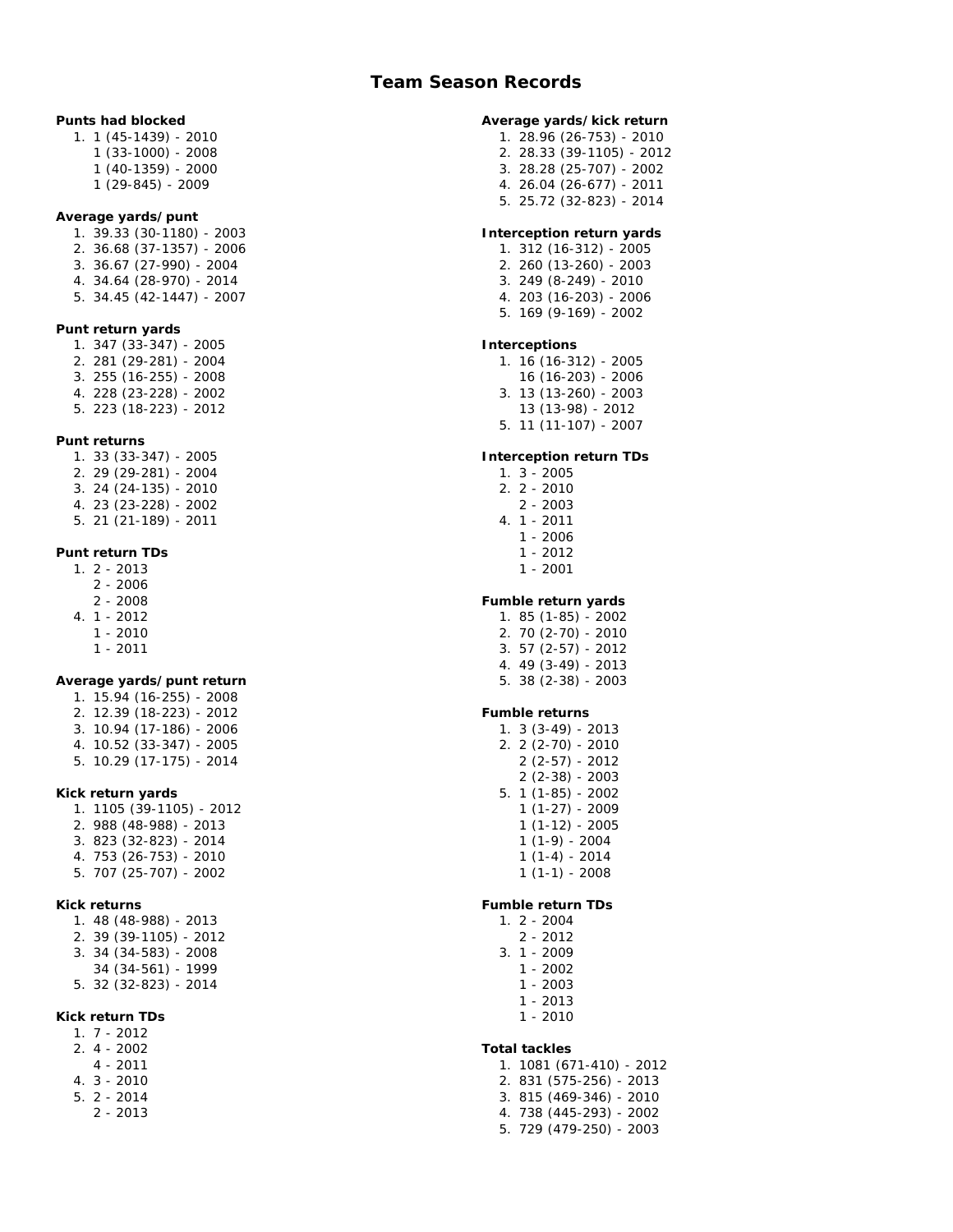# Team Season Records

**Punts had blocked**

1. 1 (45-1439) - 2010
   1 (33-1000) - 2008
   1 (40-1359) - 2000
   1 (29-845) - 2009

**Average yards/punt**

1. 39.33 (30-1180) - 2003
2. 36.68 (37-1357) - 2006
3. 36.67 (27-990) - 2004
4. 34.64 (28-970) - 2014
5. 34.45 (42-1447) - 2007

**Punt return yards**

1. 347 (33-347) - 2005
2. 281 (29-281) - 2004
3. 255 (16-255) - 2008
4. 228 (23-228) - 2002
5. 223 (18-223) - 2012

**Punt returns**

1. 33 (33-347) - 2005
2. 29 (29-281) - 2004
3. 24 (24-135) - 2010
4. 23 (23-228) - 2002
5. 21 (21-189) - 2011

**Punt return TDs**

1. 2 - 2013
   2 - 2006
   2 - 2008
4. 1 - 2012
   1 - 2010
   1 - 2011

**Average yards/punt return**

1. 15.94 (16-255) - 2008
2. 12.39 (18-223) - 2012
3. 10.94 (17-186) - 2006
4. 10.52 (33-347) - 2005
5. 10.29 (17-175) - 2014

**Kick return yards**

1. 1105 (39-1105) - 2012
2. 988 (48-988) - 2013
3. 823 (32-823) - 2014
4. 753 (26-753) - 2010
5. 707 (25-707) - 2002

**Kick returns**

1. 48 (48-988) - 2013
2. 39 (39-1105) - 2012
3. 34 (34-583) - 2008
   34 (34-561) - 1999
5. 32 (32-823) - 2014

**Kick return TDs**

1. 7 - 2012
2. 4 - 2002
   4 - 2011
4. 3 - 2010
5. 2 - 2014
   2 - 2013

**Average yards/kick return**

1. 28.96 (26-753) - 2010
2. 28.33 (39-1105) - 2012
3. 28.28 (25-707) - 2002
4. 26.04 (26-677) - 2011
5. 25.72 (32-823) - 2014

**Interception return yards**

1. 312 (16-312) - 2005
2. 260 (13-260) - 2003
3. 249 (8-249) - 2010
4. 203 (16-203) - 2006
5. 169 (9-169) - 2002

**Interceptions**

1. 16 (16-312) - 2005
   16 (16-203) - 2006
3. 13 (13-260) - 2003
   13 (13-98) - 2012
5. 11 (11-107) - 2007

**Interception return TDs**

1. 3 - 2005
2. 2 - 2010
   2 - 2003
4. 1 - 2011
   1 - 2006
   1 - 2012
   1 - 2001

**Fumble return yards**

1. 85 (1-85) - 2002
2. 70 (2-70) - 2010
3. 57 (2-57) - 2012
4. 49 (3-49) - 2013
5. 38 (2-38) - 2003

**Fumble returns**

1. 3 (3-49) - 2013
2. 2 (2-70) - 2010
   2 (2-57) - 2012
   2 (2-38) - 2003
5. 1 (1-85) - 2002
   1 (1-27) - 2009
   1 (1-12) - 2005
   1 (1-9) - 2004
   1 (1-4) - 2014
   1 (1-1) - 2008

**Fumble return TDs**

1. 2 - 2004
   2 - 2012
3. 1 - 2009
   1 - 2002
   1 - 2003
   1 - 2013
   1 - 2010

**Total tackles**

1. 1081 (671-410) - 2012
2. 831 (575-256) - 2013
3. 815 (469-346) - 2010
4. 738 (445-293) - 2002
5. 729 (479-250) - 2003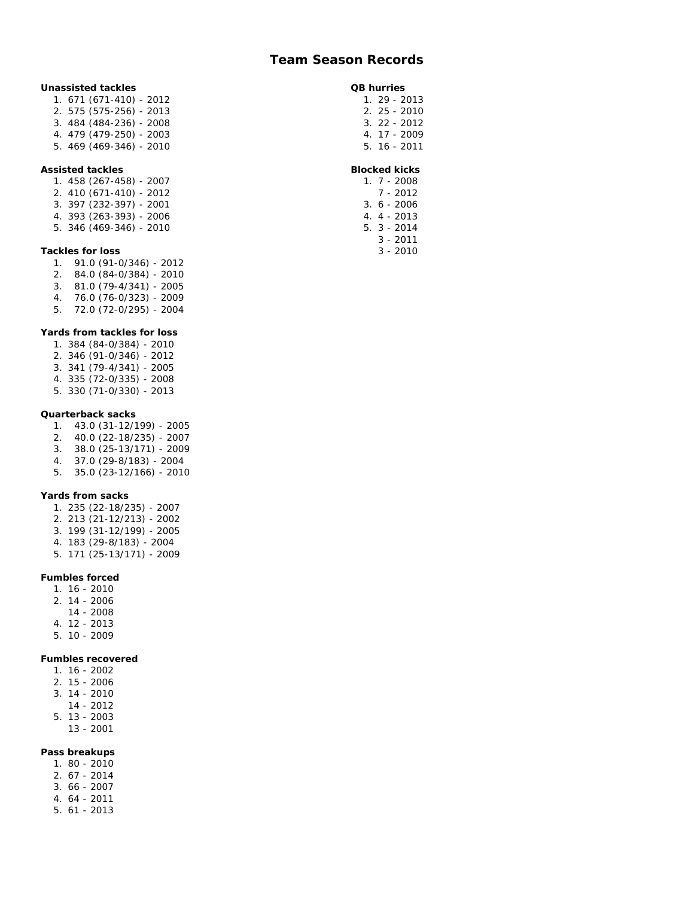# Team Season Records

**Unassisted tackles**

1. 671 (671-410) - 2012
2. 575 (575-256) - 2013
3. 484 (484-236) - 2008
4. 479 (479-250) - 2003
5. 469 (469-346) - 2010

**Assisted tackles**

1. 458 (267-458) - 2007
2. 410 (671-410) - 2012
3. 397 (232-397) - 2001
4. 393 (263-393) - 2006
5. 346 (469-346) - 2010

**Tackles for loss**

1. 91.0 (91-0/346) - 2012
2. 84.0 (84-0/384) - 2010
3. 81.0 (79-4/341) - 2005
4. 76.0 (76-0/323) - 2009
5. 72.0 (72-0/295) - 2004

**Yards from tackles for loss**

1. 384 (84-0/384) - 2010
2. 346 (91-0/346) - 2012
3. 341 (79-4/341) - 2005
4. 335 (72-0/335) - 2008
5. 330 (71-0/330) - 2013

**Quarterback sacks**

1. 43.0 (31-12/199) - 2005
2. 40.0 (22-18/235) - 2007
3. 38.0 (25-13/171) - 2009
4. 37.0 (29-8/183) - 2004
5. 35.0 (23-12/166) - 2010

**Yards from sacks**

1. 235 (22-18/235) - 2007
2. 213 (21-12/213) - 2002
3. 199 (31-12/199) - 2005
4. 183 (29-8/183) - 2004
5. 171 (25-13/171) - 2009

**Fumbles forced**

1. 16 - 2010
2. 14 - 2006
   14 - 2008
4. 12 - 2013
5. 10 - 2009

**Fumbles recovered**

1. 16 - 2002
2. 15 - 2006
3. 14 - 2010
   14 - 2012
5. 13 - 2003
   13 - 2001

**Pass breakups**

1. 80 - 2010
2. 67 - 2014
3. 66 - 2007
4. 64 - 2011
5. 61 - 2013

**QB hurries**

1. 29 - 2013
2. 25 - 2010
3. 22 - 2012
4. 17 - 2009
5. 16 - 2011

**Blocked kicks**

1. 7 - 2008
   7 - 2012
3. 6 - 2006
4. 4 - 2013
5. 3 - 2014
   3 - 2011
   3 - 2010